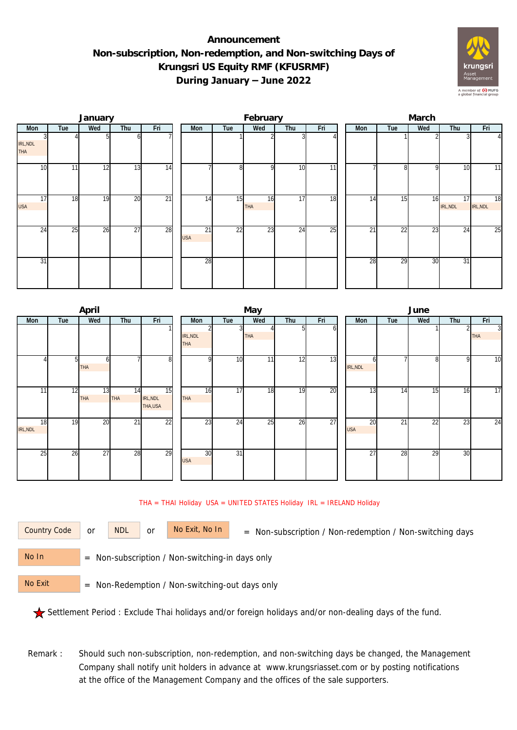# Announcement
## Non-subscription, Non-redemption, and Non-switching Days of Krungsri US Equity RMF (KFUSRMF)
## During January – June 2022

### January

| Mon | Tue | Wed | Thu | Fri |
|---|---|---|---|---|
| 3 IRL,NDL THA | 4 | 5 | 6 | 7 |
| 10 | 11 | 12 | 13 | 14 |
| 17 USA | 18 | 19 | 20 | 21 |
| 24 | 25 | 26 | 27 | 28 |
| 31 | | | | |

### February

| Mon | Tue | Wed | Thu | Fri |
|---|---|---|---|---|
| | 1 | 2 | 3 | 4 |
| 7 | 8 | 9 | 10 | 11 |
| 14 | 15 | 16 THA | 17 | 18 |
| 21 USA | 22 | 23 | 24 | 25 |
| 28 | | | | |

### March

| Mon | Tue | Wed | Thu | Fri |
|---|---|---|---|---|
| | 1 | 2 | 3 | 4 |
| 7 | 8 | 9 | 10 | 11 |
| 14 | 15 | 16 | 17 IRL,NDL | 18 IRL,NDL |
| 21 | 22 | 23 | 24 | 25 |
| 28 | 29 | 30 | 31 | |

### April

| Mon | Tue | Wed | Thu | Fri |
|---|---|---|---|---|
| | | | | 1 |
| 4 | 5 | 6 THA | 7 | 8 |
| 11 | 12 | 13 THA | 14 THA | 15 IRL,NDL THA,USA |
| 18 IRL,NDL | 19 | 20 | 21 | 22 |
| 25 | 26 | 27 | 28 | 29 |

### May

| Mon | Tue | Wed | Thu | Fri |
|---|---|---|---|---|
| 2 IRL,NDL THA | 3 | 4 THA | 5 | 6 |
| 9 | 10 | 11 | 12 | 13 |
| 16 THA | 17 | 18 | 19 | 20 |
| 23 | 24 | 25 | 26 | 27 |
| 30 USA | 31 | | | |

### June

| Mon | Tue | Wed | Thu | Fri |
|---|---|---|---|---|
| | | 1 | 2 | 3 THA |
| 6 IRL,NDL | 7 | 8 | 9 | 10 |
| 13 | 14 | 15 | 16 | 17 |
| 20 USA | 21 | 22 | 23 | 24 |
| 27 | 28 | 29 | 30 | |

THA = THAI Holiday USA = UNITED STATES Holiday IRL = IRELAND Holiday

Country Code or NDL or No Exit, No In = Non-subscription / Non-redemption / Non-switching days

No In = Non-subscription / Non-switching-in days only

No Exit = Non-Redemption / Non-switching-out days only

★ Settlement Period : Exclude Thai holidays and/or foreign holidays and/or non-dealing days of the fund.

Remark : Should such non-subscription, non-redemption, and non-switching days be changed, the Management Company shall notify unit holders in advance at www.krungsriasset.com or by posting notifications at the office of the Management Company and the offices of the sale supporters.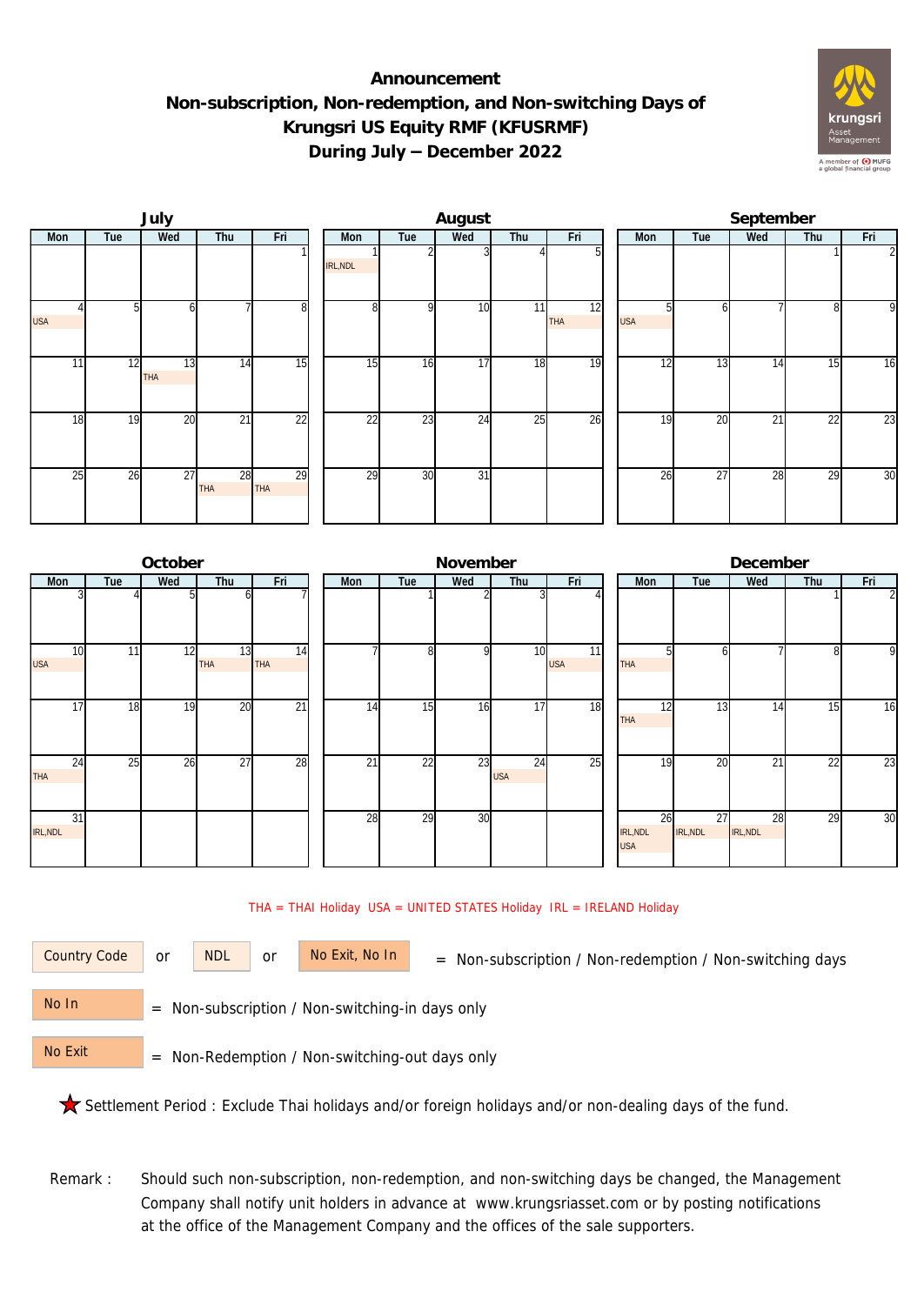# Announcement
# Non-subscription, Non-redemption, and Non-switching Days of Krungsri US Equity RMF (KFUSRMF)
# During July – December 2022

### July

| Mon | Tue | Wed | Thu | Fri |
|---|---|---|---|---|
| | | | | 1 |
| 4 USA | 5 | 6 | 7 | 8 |
| 11 | 12 | 13 THA | 14 | 15 |
| 18 | 19 | 20 | 21 | 22 |
| 25 | 26 | 27 | 28 THA | 29 THA |

### August

| Mon | Tue | Wed | Thu | Fri |
|---|---|---|---|---|
| 1 IRL,NDL | 2 | 3 | 4 | 5 |
| 8 | 9 | 10 | 11 | 12 THA |
| 15 | 16 | 17 | 18 | 19 |
| 22 | 23 | 24 | 25 | 26 |
| 29 | 30 | 31 | | |

### September

| Mon | Tue | Wed | Thu | Fri |
|---|---|---|---|---|
| | | | 1 | 2 |
| 5 USA | 6 | 7 | 8 | 9 |
| 12 | 13 | 14 | 15 | 16 |
| 19 | 20 | 21 | 22 | 23 |
| 26 | 27 | 28 | 29 | 30 |

### October

| Mon | Tue | Wed | Thu | Fri |
|---|---|---|---|---|
| 3 | 4 | 5 | 6 | 7 |
| 10 USA | 11 | 12 | 13 THA | 14 THA |
| 17 | 18 | 19 | 20 | 21 |
| 24 THA | 25 | 26 | 27 | 28 |
| 31 IRL,NDL | | | | |

### November

| Mon | Tue | Wed | Thu | Fri |
|---|---|---|---|---|
| | 1 | 2 | 3 | 4 |
| 7 | 8 | 9 | 10 | 11 USA |
| 14 | 15 | 16 | 17 | 18 |
| 21 | 22 | 23 | 24 USA | 25 |
| 28 | 29 | 30 | | |

### December

| Mon | Tue | Wed | Thu | Fri |
|---|---|---|---|---|
| | | | 1 | 2 |
| 5 THA | 6 | 7 | 8 | 9 |
| 12 THA | 13 | 14 | 15 | 16 |
| 19 | 20 | 21 | 22 | 23 |
| 26 IRL,NDL USA | 27 IRL,NDL | 28 IRL,NDL | 29 | 30 |

THA = THAI Holiday USA = UNITED STATES Holiday IRL = IRELAND Holiday

Country Code or NDL or No Exit, No In = Non-subscription / Non-redemption / Non-switching days

No In = Non-subscription / Non-switching-in days only

No Exit = Non-Redemption / Non-switching-out days only

★ Settlement Period : Exclude Thai holidays and/or foreign holidays and/or non-dealing days of the fund.

Remark : Should such non-subscription, non-redemption, and non-switching days be changed, the Management Company shall notify unit holders in advance at www.krungsriasset.com or by posting notifications at the office of the Management Company and the offices of the sale supporters.